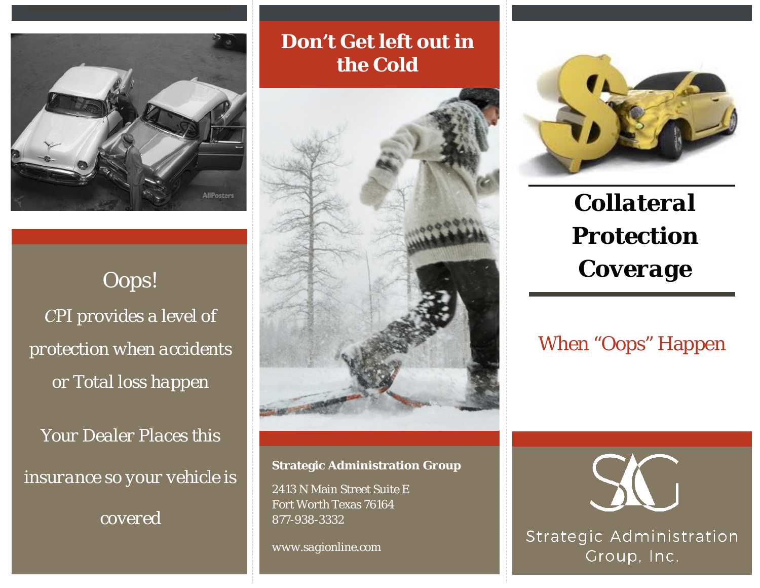Oops!

CPI provides a level of protection when accidents or Total loss happen

Your Dealer Places this insurance so your vehicle is covered

# Don't Get left out in the Cold

**Strategic Administration Group**

2413 N Main Street Suite E
Fort Worth Texas 76164
877-938-3332

www.sagionline.com

# Collateral Protection Coverage

When "Oops" Happen

Strategic Administration Group, Inc.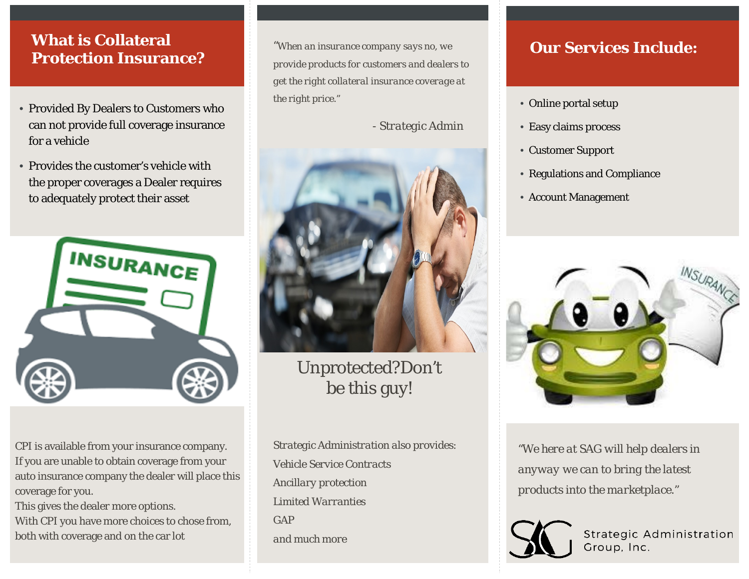## What is Collateral Protection Insurance?

- Provided By Dealers to Customers who can not provide full coverage insurance for a vehicle
- Provides the customer's vehicle with the proper coverages a Dealer requires to adequately protect their asset

CPI is available from your insurance company. If you are unable to obtain coverage from your auto insurance company the dealer will place this coverage for you.
This gives the dealer more options.
With CPI you have more choices to chose from, both with coverage and on the car lot

"When an insurance company says no, we provide products for customers and dealers to get the right collateral insurance coverage at the right price."

- Strategic Admin

Unprotected?Don't be this guy!

Strategic Administration also provides:
Vehicle Service Contracts
Ancillary protection
Limited Warranties
GAP
and much more

## Our Services Include:

- Online portal setup
- Easy claims process
- Customer Support
- Regulations and Compliance
- Account Management

"We here at SAG will help dealers in anyway we can to bring the latest products into the marketplace."

Strategic Administration Group, Inc.